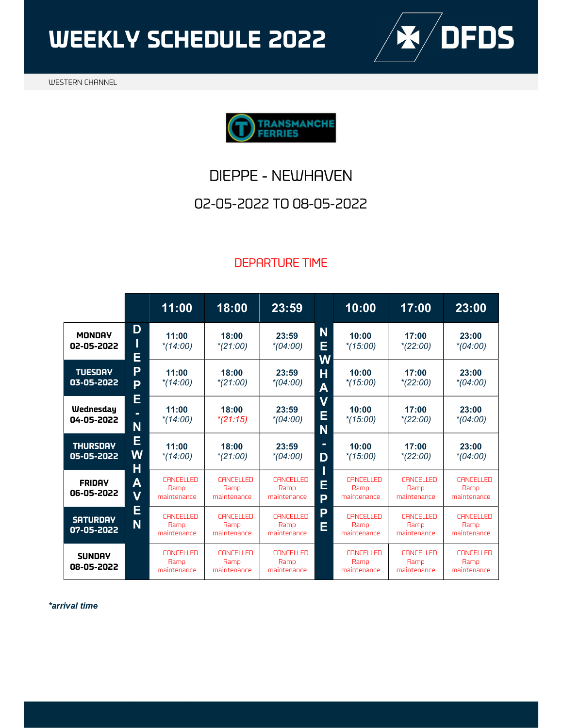# WEEKLY SCHEDULE 2022

DFDS

WESTERN CHANNEL

TRANSMANCHE FERRIES

## DIEPPE - NEWHAVEN

## 02-05-2022 TO 08-05-2022

DEPARTURE TIME

| | DIEPPE - NEWHAVEN 11:00 | DIEPPE - NEWHAVEN 18:00 | DIEPPE - NEWHAVEN 23:59 | NEWHAVEN - DIEPPE 10:00 | NEWHAVEN - DIEPPE 17:00 | NEWHAVEN - DIEPPE 23:00 |
|---|---|---|---|---|---|---|
| **MONDAY 02-05-2022** | **11:00** *(14:00) | **18:00** *(21:00) | **23:59** *(04:00) | **10:00** *(15:00) | **17:00** *(22:00) | **23:00** *(04:00) |
| **TUESDAY 03-05-2022** | **11:00** *(14:00) | **18:00** *(21:00) | **23:59** *(04:00) | **10:00** *(15:00) | **17:00** *(22:00) | **23:00** *(04:00) |
| **Wednesday 04-05-2022** | **11:00** *(14:00) | **18:00** *(21:15) | **23:59** *(04:00) | **10:00** *(15:00) | **17:00** *(22:00) | **23:00** *(04:00) |
| **THURSDAY 05-05-2022** | **11:00** *(14:00) | **18:00** *(21:00) | **23:59** *(04:00) | **10:00** *(15:00) | **17:00** *(22:00) | **23:00** *(04:00) |
| **FRIDAY 06-05-2022** | CANCELLED Ramp maintenance | CANCELLED Ramp maintenance | CANCELLED Ramp maintenance | CANCELLED Ramp maintenance | CANCELLED Ramp maintenance | CANCELLED Ramp maintenance |
| **SATURDAY 07-05-2022** | CANCELLED Ramp maintenance | CANCELLED Ramp maintenance | CANCELLED Ramp maintenance | CANCELLED Ramp maintenance | CANCELLED Ramp maintenance | CANCELLED Ramp maintenance |
| **SUNDAY 08-05-2022** | CANCELLED Ramp maintenance | CANCELLED Ramp maintenance | CANCELLED Ramp maintenance | CANCELLED Ramp maintenance | CANCELLED Ramp maintenance | CANCELLED Ramp maintenance |

***arrival time***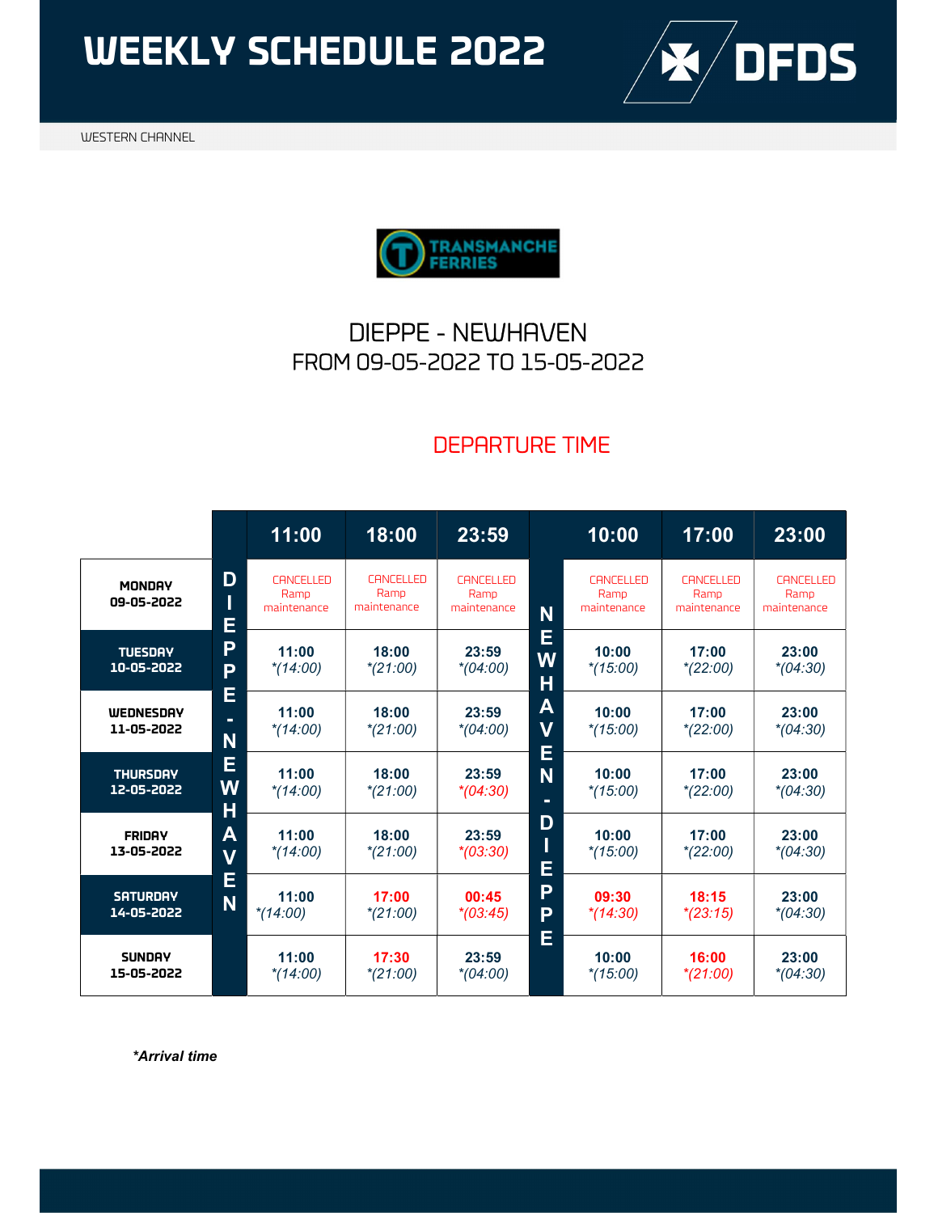# WEEKLY SCHEDULE 2022

DFDS

WESTERN CHANNEL

TRANSMANCHE FERRIES

## DIEPPE - NEWHAVEN
## FROM 09-05-2022 TO 15-05-2022

### DEPARTURE TIME

| | DIEPPE - NEWHAVEN 11:00 | 18:00 | 23:59 | NEWHAVEN - DIEPPE 10:00 | 17:00 | 23:00 |
|---|---|---|---|---|---|---|
| **MONDAY 09-05-2022** | CANCELLED Ramp maintenance | CANCELLED Ramp maintenance | CANCELLED Ramp maintenance | CANCELLED Ramp maintenance | CANCELLED Ramp maintenance | CANCELLED Ramp maintenance |
| **TUESDAY 10-05-2022** | **11:00** *(14:00) | **18:00** *(21:00) | **23:59** *(04:00) | **10:00** *(15:00) | **17:00** *(22:00) | **23:00** *(04:30) |
| **WEDNESDAY 11-05-2022** | **11:00** *(14:00) | **18:00** *(21:00) | **23:59** *(04:00) | **10:00** *(15:00) | **17:00** *(22:00) | **23:00** *(04:30) |
| **THURSDAY 12-05-2022** | **11:00** *(14:00) | **18:00** *(21:00) | **23:59** *(04:30) | **10:00** *(15:00) | **17:00** *(22:00) | **23:00** *(04:30) |
| **FRIDAY 13-05-2022** | **11:00** *(14:00) | **18:00** *(21:00) | **23:59** *(03:30) | **10:00** *(15:00) | **17:00** *(22:00) | **23:00** *(04:30) |
| **SATURDAY 14-05-2022** | **11:00** *(14:00) | **17:00** *(21:00) | **00:45** *(03:45) | **09:30** *(14:30) | **18:15** *(23:15) | **23:00** *(04:30) |
| **SUNDAY 15-05-2022** | **11:00** *(14:00) | **17:30** *(21:00) | **23:59** *(04:00) | **10:00** *(15:00) | **16:00** *(21:00) | **23:00** *(04:30) |

***Arrival time**